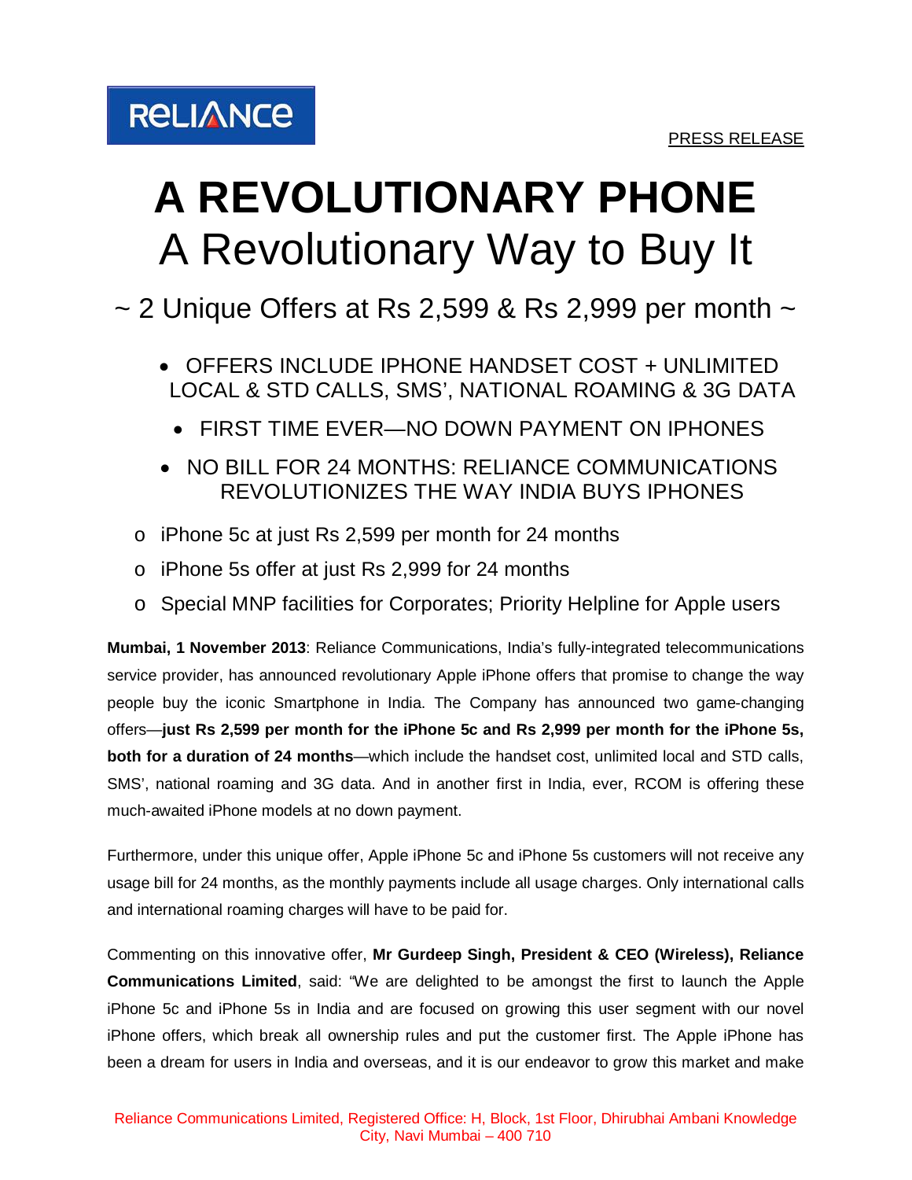RELIANCE

PRESS RELEASE

# A REVOLUTIONARY PHONE
## A Revolutionary Way to Buy It

~ 2 Unique Offers at Rs 2,599 & Rs 2,999 per month ~

- OFFERS INCLUDE IPHONE HANDSET COST + UNLIMITED LOCAL & STD CALLS, SMS', NATIONAL ROAMING & 3G DATA
- FIRST TIME EVER—NO DOWN PAYMENT ON IPHONES
- NO BILL FOR 24 MONTHS: RELIANCE COMMUNICATIONS REVOLUTIONIZES THE WAY INDIA BUYS IPHONES

  - iPhone 5c at just Rs 2,599 per month for 24 months
  - iPhone 5s offer at just Rs 2,999 for 24 months
  - Special MNP facilities for Corporates; Priority Helpline for Apple users

**Mumbai, 1 November 2013**: Reliance Communications, India's fully-integrated telecommunications service provider, has announced revolutionary Apple iPhone offers that promise to change the way people buy the iconic Smartphone in India. The Company has announced two game-changing offers—**just Rs 2,599 per month for the iPhone 5c and Rs 2,999 per month for the iPhone 5s, both for a duration of 24 months**—which include the handset cost, unlimited local and STD calls, SMS', national roaming and 3G data. And in another first in India, ever, RCOM is offering these much-awaited iPhone models at no down payment.

Furthermore, under this unique offer, Apple iPhone 5c and iPhone 5s customers will not receive any usage bill for 24 months, as the monthly payments include all usage charges. Only international calls and international roaming charges will have to be paid for.

Commenting on this innovative offer, **Mr Gurdeep Singh, President & CEO (Wireless), Reliance Communications Limited**, said: "We are delighted to be amongst the first to launch the Apple iPhone 5c and iPhone 5s in India and are focused on growing this user segment with our novel iPhone offers, which break all ownership rules and put the customer first. The Apple iPhone has been a dream for users in India and overseas, and it is our endeavor to grow this market and make

Reliance Communications Limited, Registered Office: H, Block, 1st Floor, Dhirubhai Ambani Knowledge City, Navi Mumbai – 400 710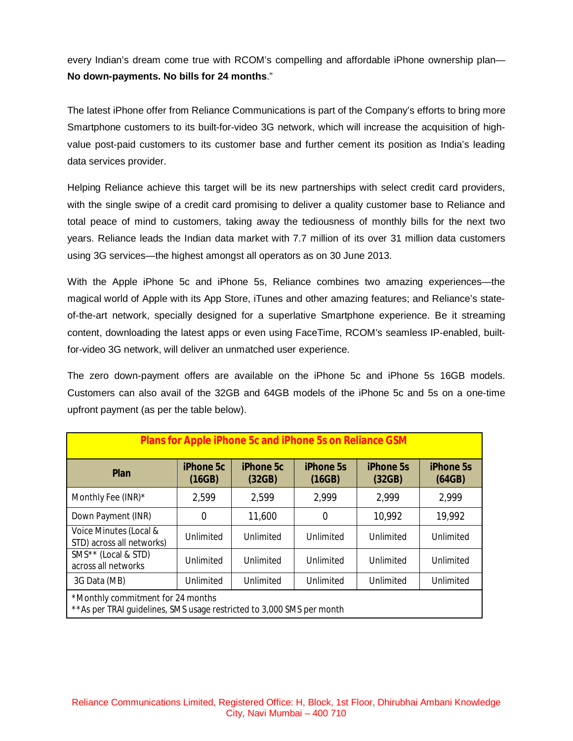every Indian's dream come true with RCOM's compelling and affordable iPhone ownership plan—**No down-payments. No bills for 24 months**."

The latest iPhone offer from Reliance Communications is part of the Company's efforts to bring more Smartphone customers to its built-for-video 3G network, which will increase the acquisition of high-value post-paid customers to its customer base and further cement its position as India's leading data services provider.

Helping Reliance achieve this target will be its new partnerships with select credit card providers, with the single swipe of a credit card promising to deliver a quality customer base to Reliance and total peace of mind to customers, taking away the tediousness of monthly bills for the next two years. Reliance leads the Indian data market with 7.7 million of its over 31 million data customers using 3G services—the highest amongst all operators as on 30 June 2013.

With the Apple iPhone 5c and iPhone 5s, Reliance combines two amazing experiences—the magical world of Apple with its App Store, iTunes and other amazing features; and Reliance's state-of-the-art network, specially designed for a superlative Smartphone experience. Be it streaming content, downloading the latest apps or even using FaceTime, RCOM's seamless IP-enabled, built-for-video 3G network, will deliver an unmatched user experience.

The zero down-payment offers are available on the iPhone 5c and iPhone 5s 16GB models. Customers can also avail of the 32GB and 64GB models of the iPhone 5c and 5s on a one-time upfront payment (as per the table below).

**Plans for Apple iPhone 5c and iPhone 5s on Reliance GSM**

| Plan | iPhone 5c (16GB) | iPhone 5c (32GB) | iPhone 5s (16GB) | iPhone 5s (32GB) | iPhone 5s (64GB) |
|---|---|---|---|---|---|
| Monthly Fee (INR)* | 2,599 | 2,599 | 2,999 | 2,999 | 2,999 |
| Down Payment (INR) | 0 | 11,600 | 0 | 10,992 | 19,992 |
| Voice Minutes (Local & STD) across all networks) | Unlimited | Unlimited | Unlimited | Unlimited | Unlimited |
| SMS** (Local & STD) across all networks | Unlimited | Unlimited | Unlimited | Unlimited | Unlimited |
| 3G Data (MB) | Unlimited | Unlimited | Unlimited | Unlimited | Unlimited |

*Monthly commitment for 24 months
**As per TRAI guidelines, SMS usage restricted to 3,000 SMS per month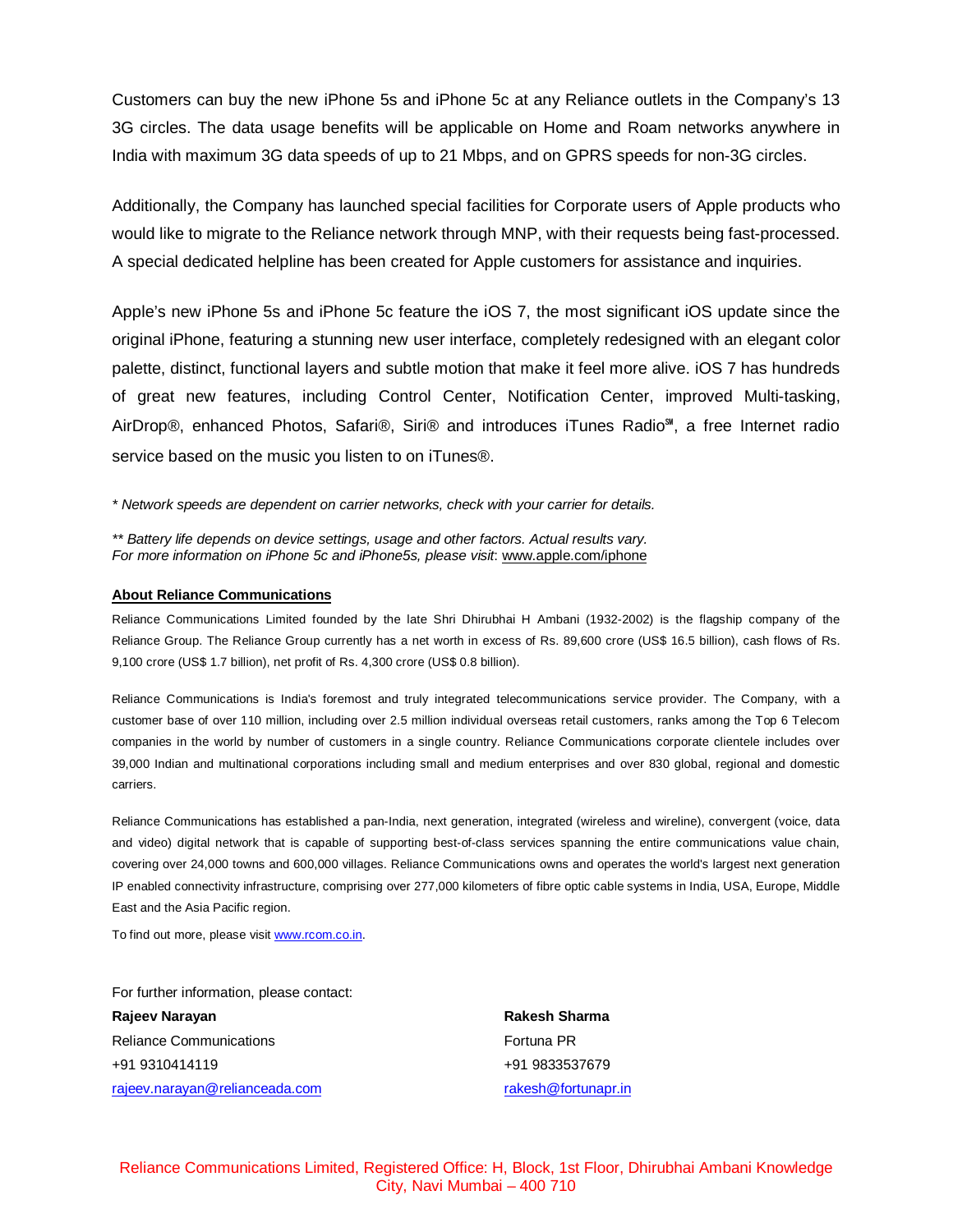Customers can buy the new iPhone 5s and iPhone 5c at any Reliance outlets in the Company's 13 3G circles. The data usage benefits will be applicable on Home and Roam networks anywhere in India with maximum 3G data speeds of up to 21 Mbps, and on GPRS speeds for non-3G circles.

Additionally, the Company has launched special facilities for Corporate users of Apple products who would like to migrate to the Reliance network through MNP, with their requests being fast-processed. A special dedicated helpline has been created for Apple customers for assistance and inquiries.

Apple's new iPhone 5s and iPhone 5c feature the iOS 7, the most significant iOS update since the original iPhone, featuring a stunning new user interface, completely redesigned with an elegant color palette, distinct, functional layers and subtle motion that make it feel more alive. iOS 7 has hundreds of great new features, including Control Center, Notification Center, improved Multi-tasking, AirDrop®, enhanced Photos, Safari®, Siri® and introduces iTunes Radio℠, a free Internet radio service based on the music you listen to on iTunes®.

*\* Network speeds are dependent on carrier networks, check with your carrier for details.*

*\*\* Battery life depends on device settings, usage and other factors. Actual results vary.*
*For more information on iPhone 5c and iPhone5s, please visit*: www.apple.com/iphone

**About Reliance Communications**

Reliance Communications Limited founded by the late Shri Dhirubhai H Ambani (1932-2002) is the flagship company of the Reliance Group. The Reliance Group currently has a net worth in excess of Rs. 89,600 crore (US$ 16.5 billion), cash flows of Rs. 9,100 crore (US$ 1.7 billion), net profit of Rs. 4,300 crore (US$ 0.8 billion).

Reliance Communications is India's foremost and truly integrated telecommunications service provider. The Company, with a customer base of over 110 million, including over 2.5 million individual overseas retail customers, ranks among the Top 6 Telecom companies in the world by number of customers in a single country. Reliance Communications corporate clientele includes over 39,000 Indian and multinational corporations including small and medium enterprises and over 830 global, regional and domestic carriers.

Reliance Communications has established a pan-India, next generation, integrated (wireless and wireline), convergent (voice, data and video) digital network that is capable of supporting best-of-class services spanning the entire communications value chain, covering over 24,000 towns and 600,000 villages. Reliance Communications owns and operates the world's largest next generation IP enabled connectivity infrastructure, comprising over 277,000 kilometers of fibre optic cable systems in India, USA, Europe, Middle East and the Asia Pacific region.

To find out more, please visit www.rcom.co.in.

For further information, please contact:

**Rajeev Narayan**
Reliance Communications
+91 9310414119
rajeev.narayan@relianceada.com

**Rakesh Sharma**
Fortuna PR
+91 9833537679
rakesh@fortunapr.in

Reliance Communications Limited, Registered Office: H, Block, 1st Floor, Dhirubhai Ambani Knowledge City, Navi Mumbai – 400 710